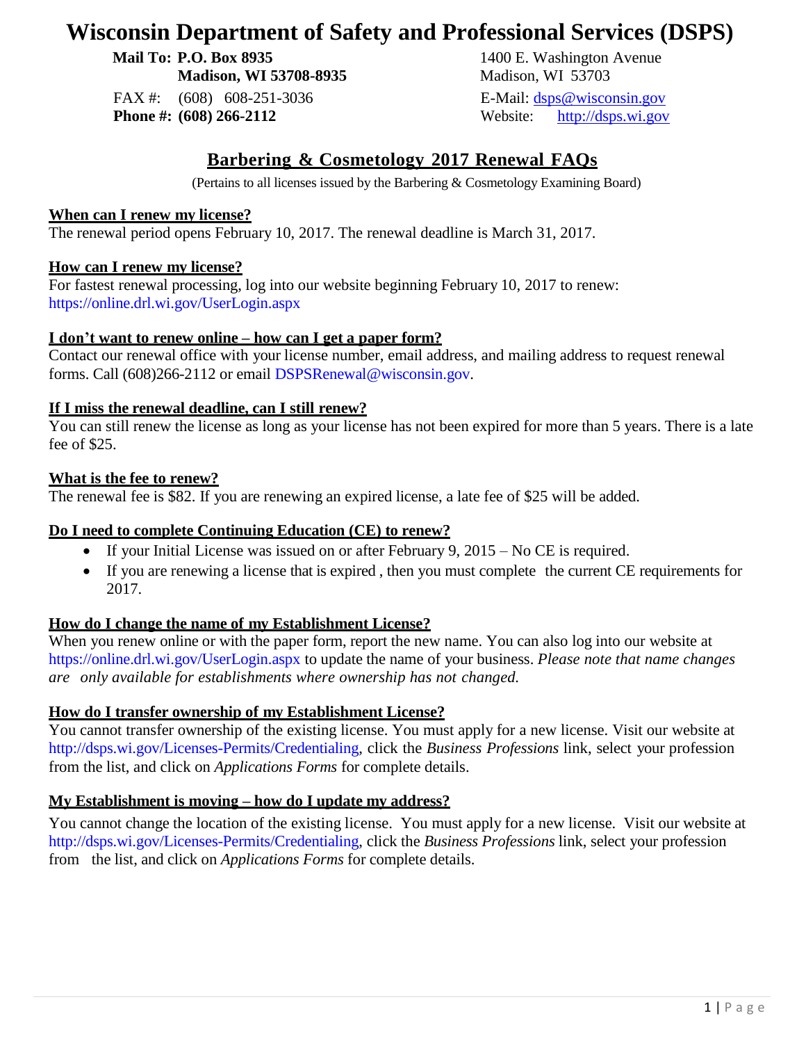# Wisconsin Department of Safety and Professional Services (DSPS)

**Mail To: P.O. Box 8935**
**Madison, WI 53708-8935**

FAX #: (608) 608-251-3036
**Phone #: (608) 266-2112**

1400 E. Washington Avenue
Madison, WI 53703

E-Mail: dsps@wisconsin.gov
Website: http://dsps.wi.gov

## Barbering & Cosmetology 2017 Renewal FAQs

(Pertains to all licenses issued by the Barbering & Cosmetology Examining Board)

### When can I renew my license?

The renewal period opens February 10, 2017. The renewal deadline is March 31, 2017.

### How can I renew my license?

For fastest renewal processing, log into our website beginning February 10, 2017 to renew: https://online.drl.wi.gov/UserLogin.aspx

### I don't want to renew online – how can I get a paper form?

Contact our renewal office with your license number, email address, and mailing address to request renewal forms. Call (608)266-2112 or email DSPSRenewal@wisconsin.gov.

### If I miss the renewal deadline, can I still renew?

You can still renew the license as long as your license has not been expired for more than 5 years. There is a late fee of $25.

### What is the fee to renew?

The renewal fee is $82. If you are renewing an expired license, a late fee of $25 will be added.

### Do I need to complete Continuing Education (CE) to renew?

- If your Initial License was issued on or after February 9, 2015 – No CE is required.
- If you are renewing a license that is expired , then you must complete the current CE requirements for 2017.

### How do I change the name of my Establishment License?

When you renew online or with the paper form, report the new name. You can also log into our website at https://online.drl.wi.gov/UserLogin.aspx to update the name of your business. *Please note that name changes are only available for establishments where ownership has not changed.*

### How do I transfer ownership of my Establishment License?

You cannot transfer ownership of the existing license. You must apply for a new license. Visit our website at http://dsps.wi.gov/Licenses-Permits/Credentialing, click the *Business Professions* link, select your profession from the list, and click on *Applications Forms* for complete details.

### My Establishment is moving – how do I update my address?

You cannot change the location of the existing license. You must apply for a new license. Visit our website at http://dsps.wi.gov/Licenses-Permits/Credentialing, click the *Business Professions* link, select your profession from the list, and click on *Applications Forms* for complete details.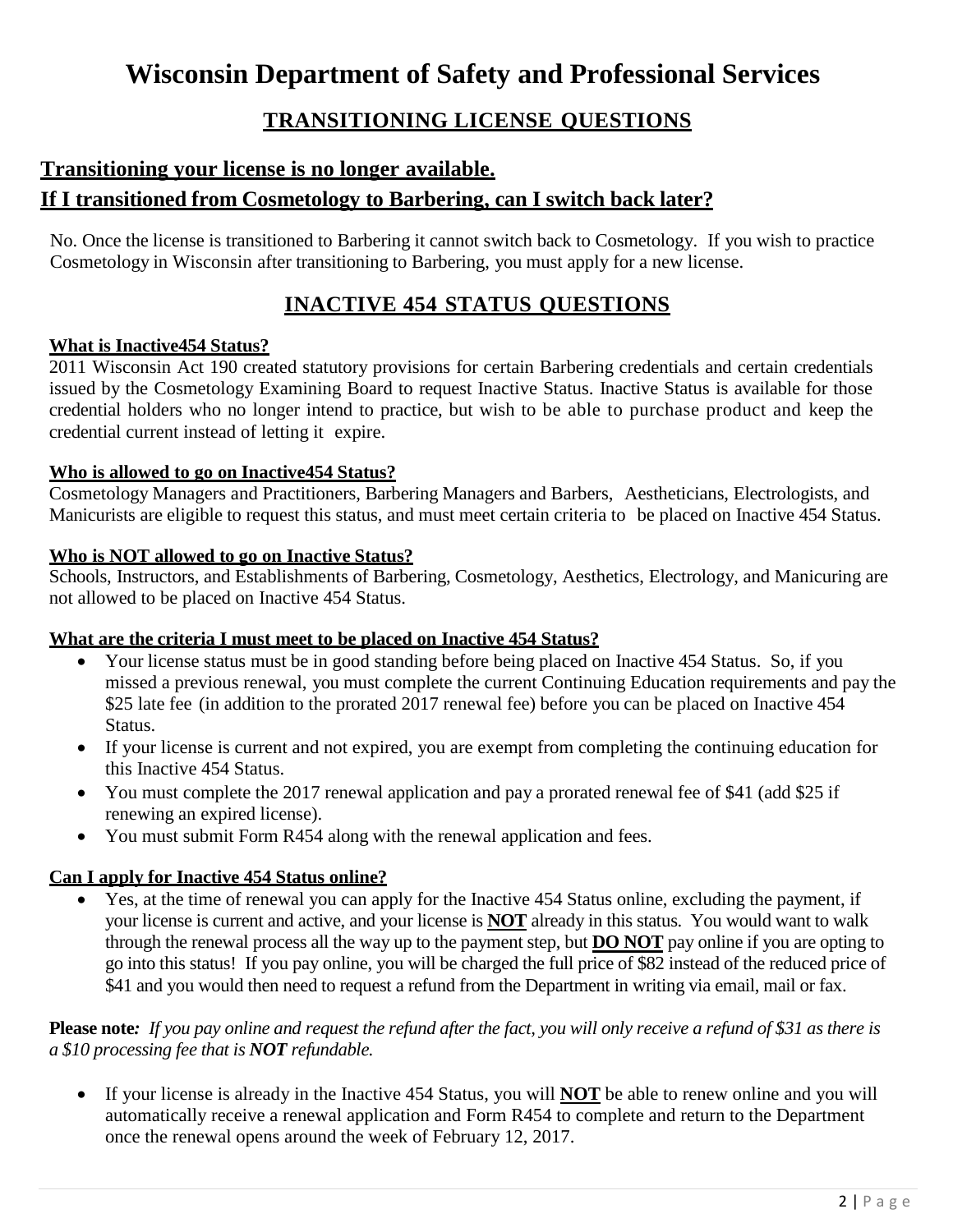# Wisconsin Department of Safety and Professional Services

## TRANSITIONING LICENSE QUESTIONS

### Transitioning your license is no longer available.

### If I transitioned from Cosmetology to Barbering, can I switch back later?

No. Once the license is transitioned to Barbering it cannot switch back to Cosmetology. If you wish to practice Cosmetology in Wisconsin after transitioning to Barbering, you must apply for a new license.

## INACTIVE 454 STATUS QUESTIONS

**What is Inactive454 Status?**

2011 Wisconsin Act 190 created statutory provisions for certain Barbering credentials and certain credentials issued by the Cosmetology Examining Board to request Inactive Status. Inactive Status is available for those credential holders who no longer intend to practice, but wish to be able to purchase product and keep the credential current instead of letting it expire.

**Who is allowed to go on Inactive454 Status?**

Cosmetology Managers and Practitioners, Barbering Managers and Barbers, Aestheticians, Electrologists, and Manicurists are eligible to request this status, and must meet certain criteria to be placed on Inactive 454 Status.

**Who is NOT allowed to go on Inactive Status?**

Schools, Instructors, and Establishments of Barbering, Cosmetology, Aesthetics, Electrology, and Manicuring are not allowed to be placed on Inactive 454 Status.

**What are the criteria I must meet to be placed on Inactive 454 Status?**

- Your license status must be in good standing before being placed on Inactive 454 Status. So, if you missed a previous renewal, you must complete the current Continuing Education requirements and pay the $25 late fee (in addition to the prorated 2017 renewal fee) before you can be placed on Inactive 454 Status.
- If your license is current and not expired, you are exempt from completing the continuing education for this Inactive 454 Status.
- You must complete the 2017 renewal application and pay a prorated renewal fee of $41 (add $25 if renewing an expired license).
- You must submit Form R454 along with the renewal application and fees.

**Can I apply for Inactive 454 Status online?**

- Yes, at the time of renewal you can apply for the Inactive 454 Status online, excluding the payment, if your license is current and active, and your license is **NOT** already in this status. You would want to walk through the renewal process all the way up to the payment step, but **DO NOT** pay online if you are opting to go into this status! If you pay online, you will be charged the full price of $82 instead of the reduced price of $41 and you would then need to request a refund from the Department in writing via email, mail or fax.

**Please note***: If you pay online and request the refund after the fact, you will only receive a refund of $31 as there is a $10 processing fee that is* ***NOT*** *refundable.*

- If your license is already in the Inactive 454 Status, you will **NOT** be able to renew online and you will automatically receive a renewal application and Form R454 to complete and return to the Department once the renewal opens around the week of February 12, 2017.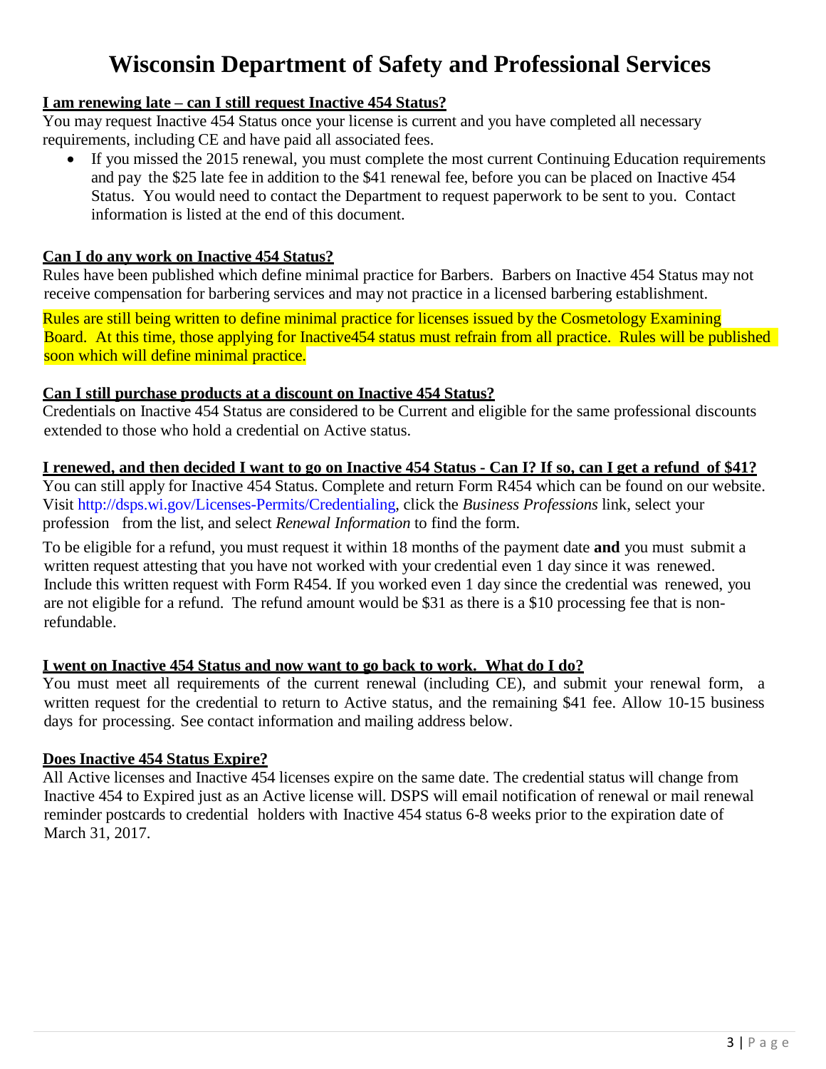# Wisconsin Department of Safety and Professional Services

**I am renewing late – can I still request Inactive 454 Status?**

You may request Inactive 454 Status once your license is current and you have completed all necessary requirements, including CE and have paid all associated fees.

- If you missed the 2015 renewal, you must complete the most current Continuing Education requirements and pay the $25 late fee in addition to the $41 renewal fee, before you can be placed on Inactive 454 Status. You would need to contact the Department to request paperwork to be sent to you. Contact information is listed at the end of this document.

**Can I do any work on Inactive 454 Status?**

Rules have been published which define minimal practice for Barbers. Barbers on Inactive 454 Status may not receive compensation for barbering services and may not practice in a licensed barbering establishment.

Rules are still being written to define minimal practice for licenses issued by the Cosmetology Examining Board. At this time, those applying for Inactive454 status must refrain from all practice. Rules will be published soon which will define minimal practice.

**Can I still purchase products at a discount on Inactive 454 Status?**

Credentials on Inactive 454 Status are considered to be Current and eligible for the same professional discounts extended to those who hold a credential on Active status.

**I renewed, and then decided I want to go on Inactive 454 Status - Can I? If so, can I get a refund of $41?**

You can still apply for Inactive 454 Status. Complete and return Form R454 which can be found on our website. Visit http://dsps.wi.gov/Licenses-Permits/Credentialing, click the *Business Professions* link, select your profession from the list, and select *Renewal Information* to find the form.

To be eligible for a refund, you must request it within 18 months of the payment date **and** you must submit a written request attesting that you have not worked with your credential even 1 day since it was renewed. Include this written request with Form R454. If you worked even 1 day since the credential was renewed, you are not eligible for a refund. The refund amount would be $31 as there is a $10 processing fee that is non-refundable.

**I went on Inactive 454 Status and now want to go back to work. What do I do?**

You must meet all requirements of the current renewal (including CE), and submit your renewal form, a written request for the credential to return to Active status, and the remaining $41 fee. Allow 10-15 business days for processing. See contact information and mailing address below.

**Does Inactive 454 Status Expire?**

All Active licenses and Inactive 454 licenses expire on the same date. The credential status will change from Inactive 454 to Expired just as an Active license will. DSPS will email notification of renewal or mail renewal reminder postcards to credential holders with Inactive 454 status 6-8 weeks prior to the expiration date of March 31, 2017.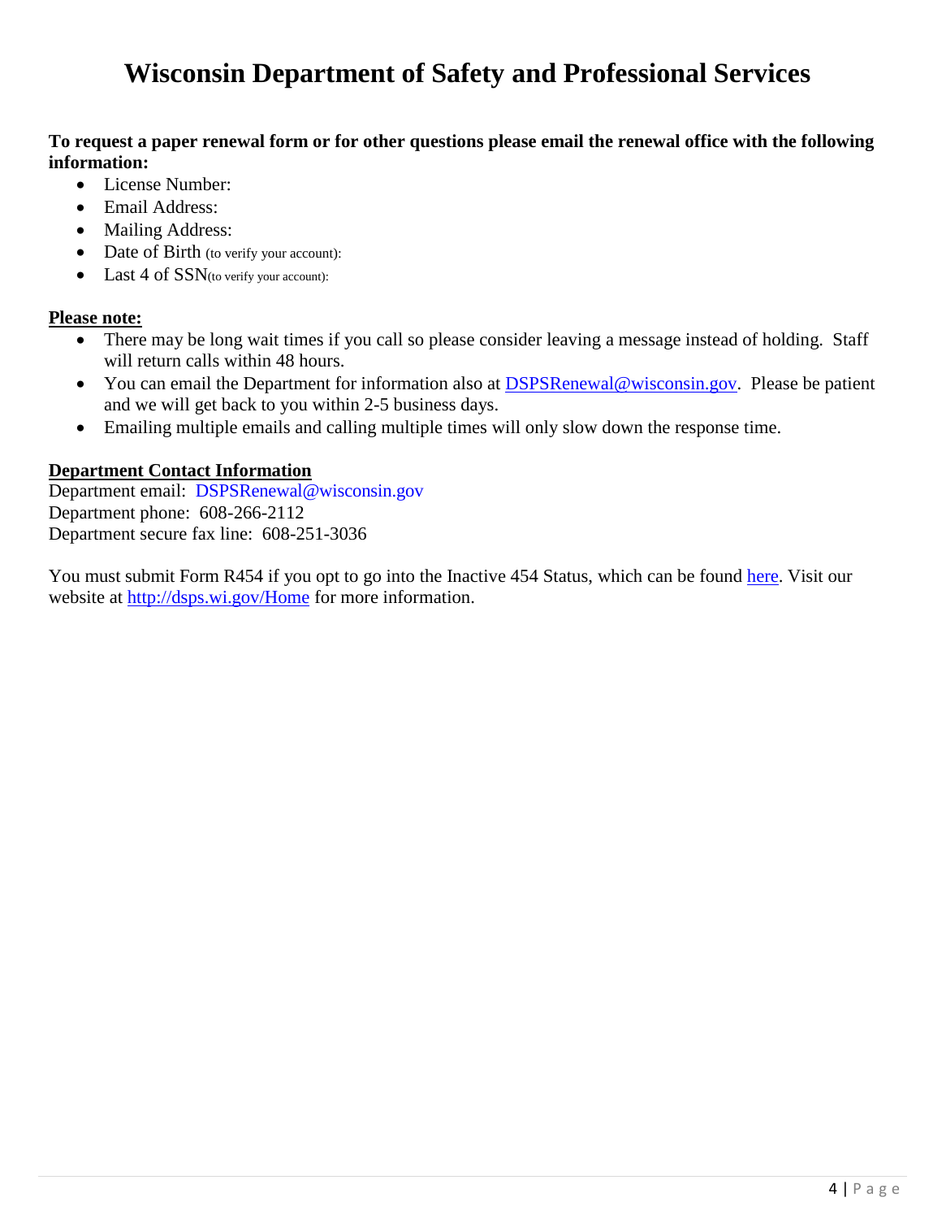# Wisconsin Department of Safety and Professional Services

**To request a paper renewal form or for other questions please email the renewal office with the following information:**

- License Number:
- Email Address:
- Mailing Address:
- Date of Birth (to verify your account):
- Last 4 of SSN(to verify your account):

**Please note:**

- There may be long wait times if you call so please consider leaving a message instead of holding. Staff will return calls within 48 hours.
- You can email the Department for information also at [DSPSRenewal@wisconsin.gov](mailto:DSPSRenewal@wisconsin.gov). Please be patient and we will get back to you within 2-5 business days.
- Emailing multiple emails and calling multiple times will only slow down the response time.

**Department Contact Information**

Department email: DSPSRenewal@wisconsin.gov
Department phone: 608-266-2112
Department secure fax line: 608-251-3036

You must submit Form R454 if you opt to go into the Inactive 454 Status, which can be found here. Visit our website at [http://dsps.wi.gov/Home](http://dsps.wi.gov/Home) for more information.